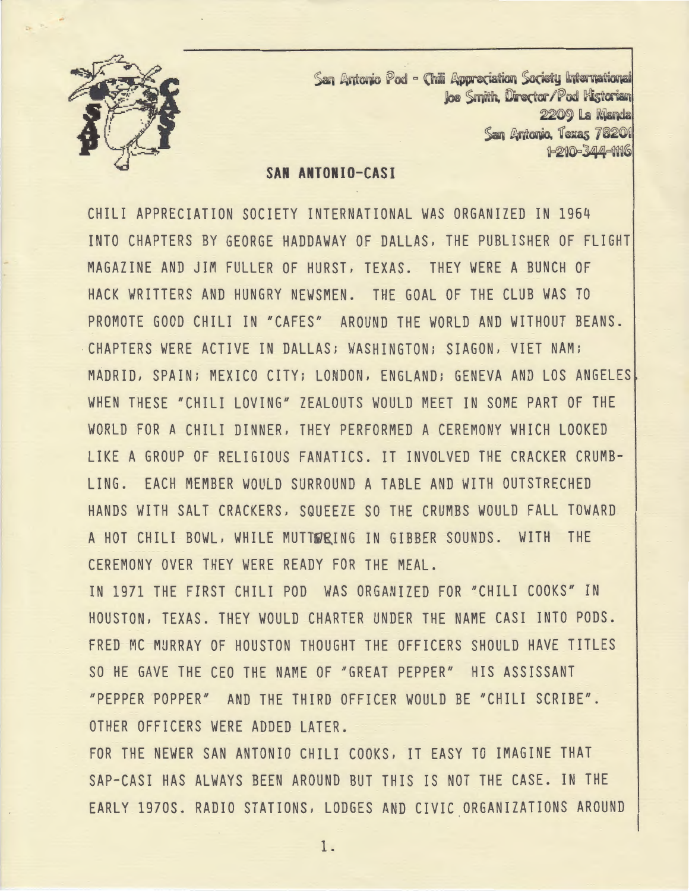San Antonio Pod - Chili Appreciation Society International
Joe Smith, Director/Pod Historian
2209 La Manda
San Antonio, Texas 78201
1-210-344-1116

## SAN ANTONIO-CASI

CHILI APPRECIATION SOCIETY INTERNATIONAL WAS ORGANIZED IN 1964 INTO CHAPTERS BY GEORGE HADDAWAY OF DALLAS, THE PUBLISHER OF FLIGHT MAGAZINE AND JIM FULLER OF HURST, TEXAS. THEY WERE A BUNCH OF HACK WRITERS AND HUNGRY NEWSMEN. THE GOAL OF THE CLUB WAS TO PROMOTE GOOD CHILI IN "CAFES" AROUND THE WORLD AND WITHOUT BEANS. CHAPTERS WERE ACTIVE IN DALLAS; WASHINGTON; SIAGON, VIET NAM; MADRID, SPAIN; MEXICO CITY; LONDON, ENGLAND; GENEVA AND LOS ANGELES. WHEN THESE "CHILI LOVING" ZEALOUTS WOULD MEET IN SOME PART OF THE WORLD FOR A CHILI DINNER, THEY PERFORMED A CEREMONY WHICH LOOKED LIKE A GROUP OF RELIGIOUS FANATICS. IT INVOLVED THE CRACKER CRUMBLING. EACH MEMBER WOULD SURROUND A TABLE AND WITH OUTSTRECHED HANDS WITH SALT CRACKERS, SQUEEZE SO THE CRUMBS WOULD FALL TOWARD A HOT CHILI BOWL, WHILE MUTTERING IN GIBBER SOUNDS. WITH THE CEREMONY OVER THEY WERE READY FOR THE MEAL.

IN 1971 THE FIRST CHILI POD WAS ORGANIZED FOR "CHILI COOKS" IN HOUSTON, TEXAS. THEY WOULD CHARTER UNDER THE NAME CASI INTO PODS. FRED MC MURRAY OF HOUSTON THOUGHT THE OFFICERS SHOULD HAVE TITLES SO HE GAVE THE CEO THE NAME OF "GREAT PEPPER" HIS ASSISSANT "PEPPER POPPER" AND THE THIRD OFFICER WOULD BE "CHILI SCRIBE". OTHER OFFICERS WERE ADDED LATER.

FOR THE NEWER SAN ANTONIO CHILI COOKS, IT EASY TO IMAGINE THAT SAP-CASI HAS ALWAYS BEEN AROUND BUT THIS IS NOT THE CASE. IN THE EARLY 1970S. RADIO STATIONS, LODGES AND CIVIC ORGANIZATIONS AROUND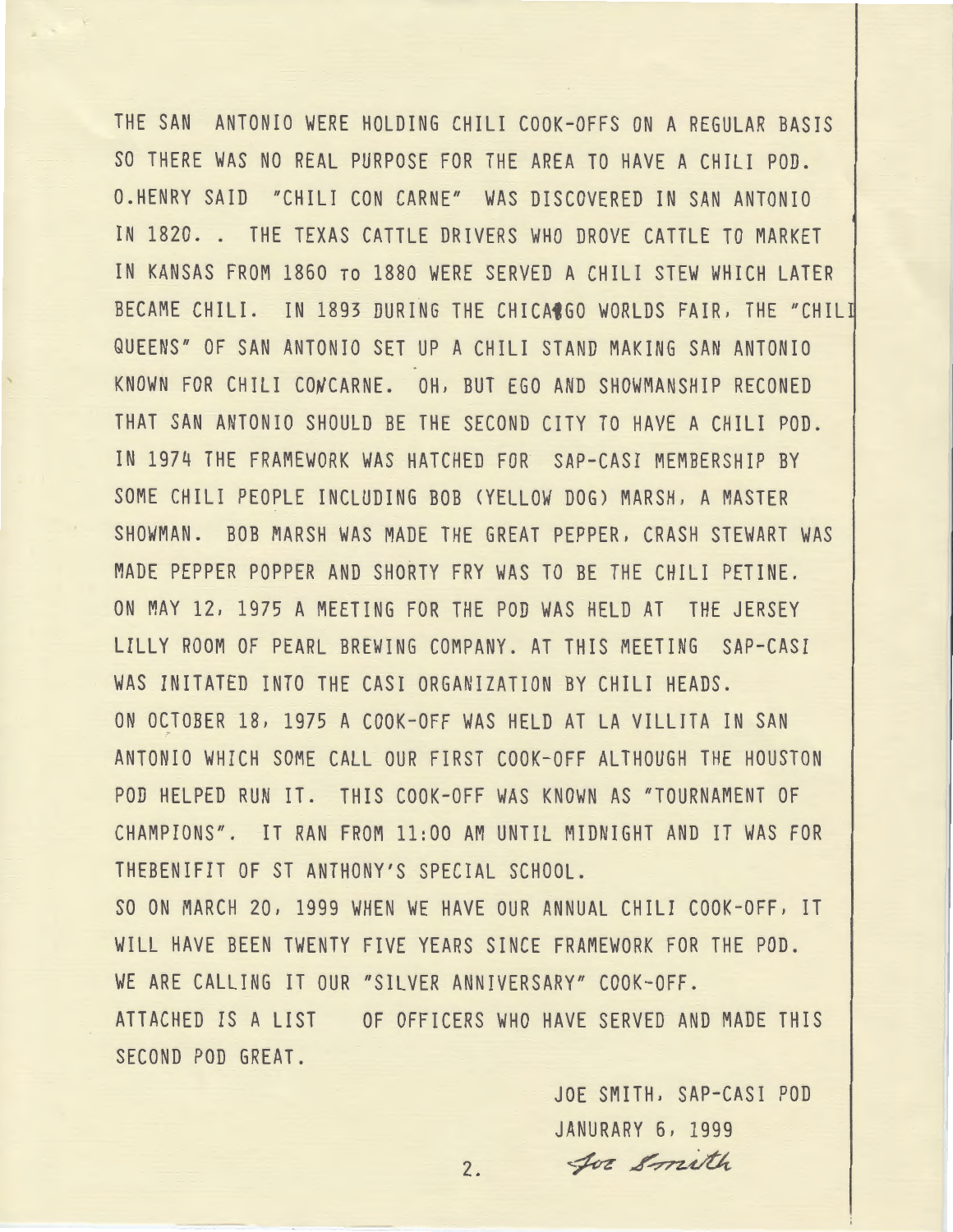THE SAN ANTONIO WERE HOLDING CHILI COOK-OFFS ON A REGULAR BASIS SO THERE WAS NO REAL PURPOSE FOR THE AREA TO HAVE A CHILI POD. O.HENRY SAID "CHILI CON CARNE" WAS DISCOVERED IN SAN ANTONIO IN 1820. . THE TEXAS CATTLE DRIVERS WHO DROVE CATTLE TO MARKET IN KANSAS FROM 1860 TO 1880 WERE SERVED A CHILI STEW WHICH LATER BECAME CHILI. IN 1893 DURING THE CHICAGO WORLDS FAIR, THE "CHILI QUEENS" OF SAN ANTONIO SET UP A CHILI STAND MAKING SAN ANTONIO KNOWN FOR CHILI CONCARNE. OH, BUT EGO AND SHOWMANSHIP RECONED THAT SAN ANTONIO SHOULD BE THE SECOND CITY TO HAVE A CHILI POD. IN 1974 THE FRAMEWORK WAS HATCHED FOR SAP-CASI MEMBERSHIP BY SOME CHILI PEOPLE INCLUDING BOB (YELLOW DOG) MARSH, A MASTER SHOWMAN. BOB MARSH WAS MADE THE GREAT PEPPER, CRASH STEWART WAS MADE PEPPER POPPER AND SHORTY FRY WAS TO BE THE CHILI PETINE. ON MAY 12, 1975 A MEETING FOR THE POD WAS HELD AT THE JERSEY LILLY ROOM OF PEARL BREWING COMPANY. AT THIS MEETING SAP-CASI WAS INITATED INTO THE CASI ORGANIZATION BY CHILI HEADS.

ON OCTOBER 18, 1975 A COOK-OFF WAS HELD AT LA VILLITA IN SAN ANTONIO WHICH SOME CALL OUR FIRST COOK-OFF ALTHOUGH THE HOUSTON POD HELPED RUN IT. THIS COOK-OFF WAS KNOWN AS "TOURNAMENT OF CHAMPIONS". IT RAN FROM 11:00 AM UNTIL MIDNIGHT AND IT WAS FOR THEBENIFIT OF ST ANTHONY'S SPECIAL SCHOOL.

SO ON MARCH 20, 1999 WHEN WE HAVE OUR ANNUAL CHILI COOK-OFF, IT WILL HAVE BEEN TWENTY FIVE YEARS SINCE FRAMEWORK FOR THE POD. WE ARE CALLING IT OUR "SILVER ANNIVERSARY" COOK-OFF.

ATTACHED IS A LIST OF OFFICERS WHO HAVE SERVED AND MADE THIS SECOND POD GREAT.

JOE SMITH, SAP-CASI POD
JANURARY 6, 1999
Joe Smith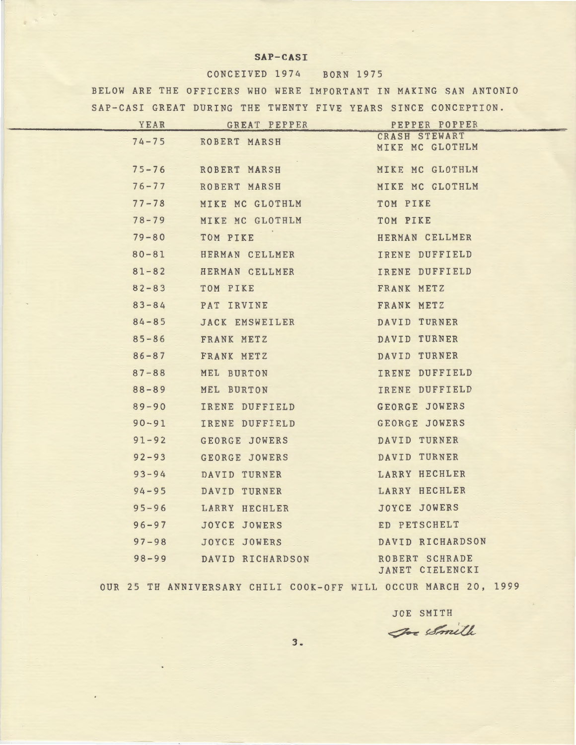## SAP-CASI

CONCEIVED 1974 BORN 1975

BELOW ARE THE OFFICERS WHO WERE IMPORTANT IN MAKING SAN ANTONIO SAP-CASI GREAT DURING THE TWENTY FIVE YEARS SINCE CONCEPTION.

| YEAR | GREAT PEPPER | PEPPER POPPER |
|---|---|---|
| 74-75 | ROBERT MARSH | CRASH STEWART<br>MIKE MC GLOTHLM |
| 75-76 | ROBERT MARSH | MIKE MC GLOTHLM |
| 76-77 | ROBERT MARSH | MIKE MC GLOTHLM |
| 77-78 | MIKE MC GLOTHLM | TOM PIKE |
| 78-79 | MIKE MC GLOTHLM | TOM PIKE |
| 79-80 | TOM PIKE | HERMAN CELLMER |
| 80-81 | HERMAN CELLMER | IRENE DUFFIELD |
| 81-82 | HERMAN CELLMER | IRENE DUFFIELD |
| 82-83 | TOM PIKE | FRANK METZ |
| 83-84 | PAT IRVINE | FRANK METZ |
| 84-85 | JACK EMSWEILER | DAVID TURNER |
| 85-86 | FRANK METZ | DAVID TURNER |
| 86-87 | FRANK METZ | DAVID TURNER |
| 87-88 | MEL BURTON | IRENE DUFFIELD |
| 88-89 | MEL BURTON | IRENE DUFFIELD |
| 89-90 | IRENE DUFFIELD | GEORGE JOWERS |
| 90-91 | IRENE DUFFIELD | GEORGE JOWERS |
| 91-92 | GEORGE JOWERS | DAVID TURNER |
| 92-93 | GEORGE JOWERS | DAVID TURNER |
| 93-94 | DAVID TURNER | LARRY HECHLER |
| 94-95 | DAVID TURNER | LARRY HECHLER |
| 95-96 | LARRY HECHLER | JOYCE JOWERS |
| 96-97 | JOYCE JOWERS | ED PETSCHELT |
| 97-98 | JOYCE JOWERS | DAVID RICHARDSON |
| 98-99 | DAVID RICHARDSON | ROBERT SCHRADE<br>JANET CIELENCKI |

OUR 25 TH ANNIVERSARY CHILI COOK-OFF WILL OCCUR MARCH 20, 1999

JOE SMITH

Joe Smith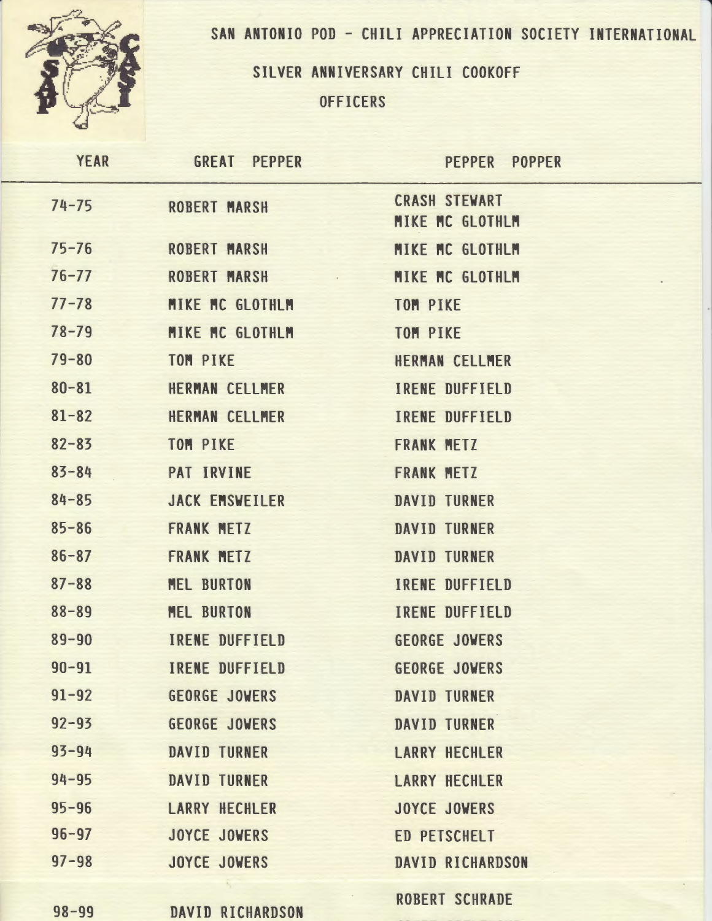# SAN ANTONIO POD - CHILI APPRECIATION SOCIETY INTERNATIONAL

## SILVER ANNIVERSARY CHILI COOKOFF

### OFFICERS

| YEAR | GREAT PEPPER | PEPPER POPPER |
|---|---|---|
| 74-75 | ROBERT MARSH | CRASH STEWART<br>MIKE MC GLOTHLM |
| 75-76 | ROBERT MARSH | MIKE MC GLOTHLM |
| 76-77 | ROBERT MARSH | MIKE MC GLOTHLM |
| 77-78 | MIKE MC GLOTHLM | TOM PIKE |
| 78-79 | MIKE MC GLOTHLM | TOM PIKE |
| 79-80 | TOM PIKE | HERMAN CELLMER |
| 80-81 | HERMAN CELLMER | IRENE DUFFIELD |
| 81-82 | HERMAN CELLMER | IRENE DUFFIELD |
| 82-83 | TOM PIKE | FRANK METZ |
| 83-84 | PAT IRVINE | FRANK METZ |
| 84-85 | JACK EMSWEILER | DAVID TURNER |
| 85-86 | FRANK METZ | DAVID TURNER |
| 86-87 | FRANK METZ | DAVID TURNER |
| 87-88 | MEL BURTON | IRENE DUFFIELD |
| 88-89 | MEL BURTON | IRENE DUFFIELD |
| 89-90 | IRENE DUFFIELD | GEORGE JOWERS |
| 90-91 | IRENE DUFFIELD | GEORGE JOWERS |
| 91-92 | GEORGE JOWERS | DAVID TURNER |
| 92-93 | GEORGE JOWERS | DAVID TURNER |
| 93-94 | DAVID TURNER | LARRY HECHLER |
| 94-95 | DAVID TURNER | LARRY HECHLER |
| 95-96 | LARRY HECHLER | JOYCE JOWERS |
| 96-97 | JOYCE JOWERS | ED PETSCHELT |
| 97-98 | JOYCE JOWERS | DAVID RICHARDSON |
| 98-99 | DAVID RICHARDSON | ROBERT SCHRADE |